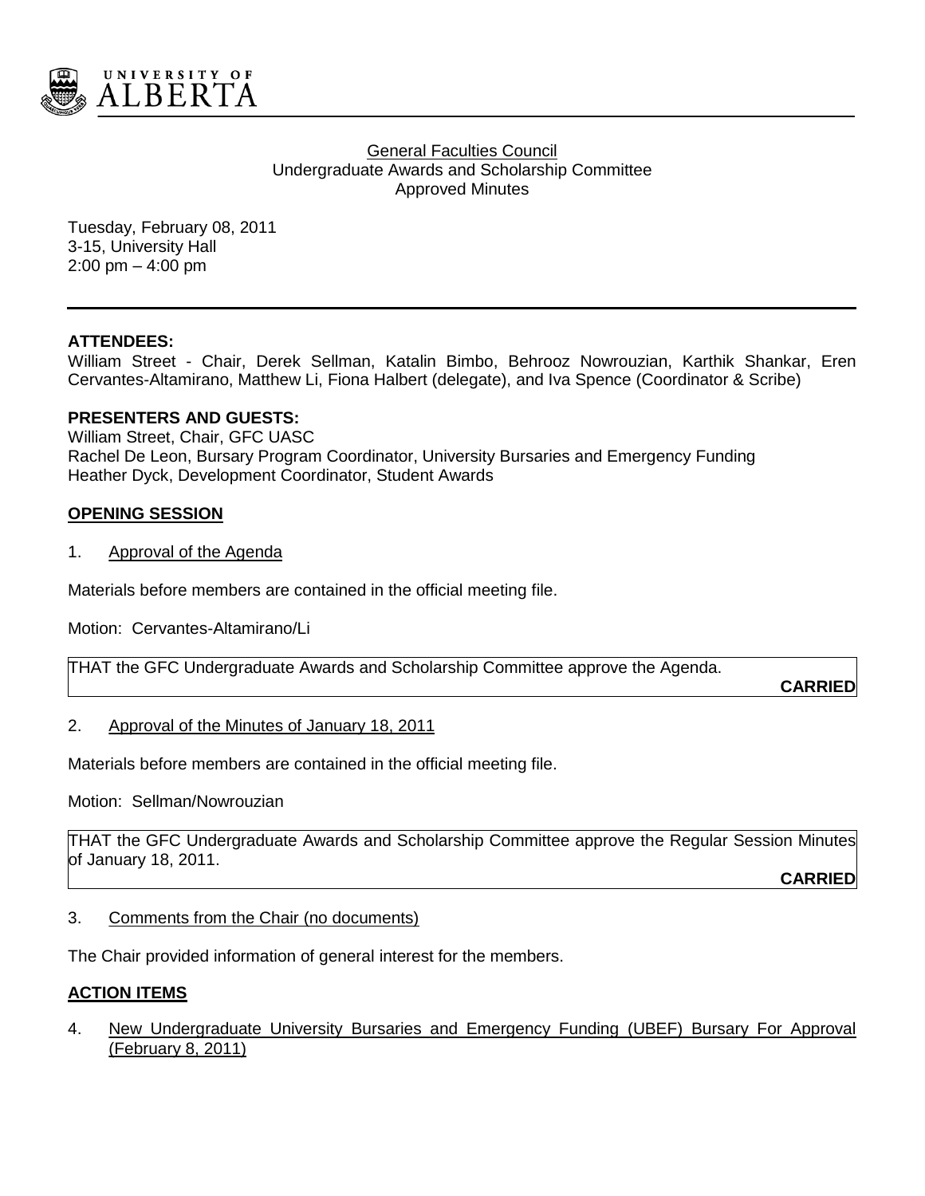General Faculties Council
Undergraduate Awards and Scholarship Committee
Approved Minutes

Tuesday, February 08, 2011
3-15, University Hall
2:00 pm – 4:00 pm

**ATTENDEES:**
William Street - Chair, Derek Sellman, Katalin Bimbo, Behrooz Nowrouzian, Karthik Shankar, Eren Cervantes-Altamirano, Matthew Li, Fiona Halbert (delegate), and Iva Spence (Coordinator & Scribe)

**PRESENTERS AND GUESTS:**
William Street, Chair, GFC UASC
Rachel De Leon, Bursary Program Coordinator, University Bursaries and Emergency Funding
Heather Dyck, Development Coordinator, Student Awards

## OPENING SESSION

1. Approval of the Agenda

Materials before members are contained in the official meeting file.

Motion: Cervantes-Altamirano/Li

THAT the GFC Undergraduate Awards and Scholarship Committee approve the Agenda.

**CARRIED**

2. Approval of the Minutes of January 18, 2011

Materials before members are contained in the official meeting file.

Motion: Sellman/Nowrouzian

THAT the GFC Undergraduate Awards and Scholarship Committee approve the Regular Session Minutes of January 18, 2011.

**CARRIED**

3. Comments from the Chair (no documents)

The Chair provided information of general interest for the members.

## ACTION ITEMS

4. New Undergraduate University Bursaries and Emergency Funding (UBEF) Bursary For Approval (February 8, 2011)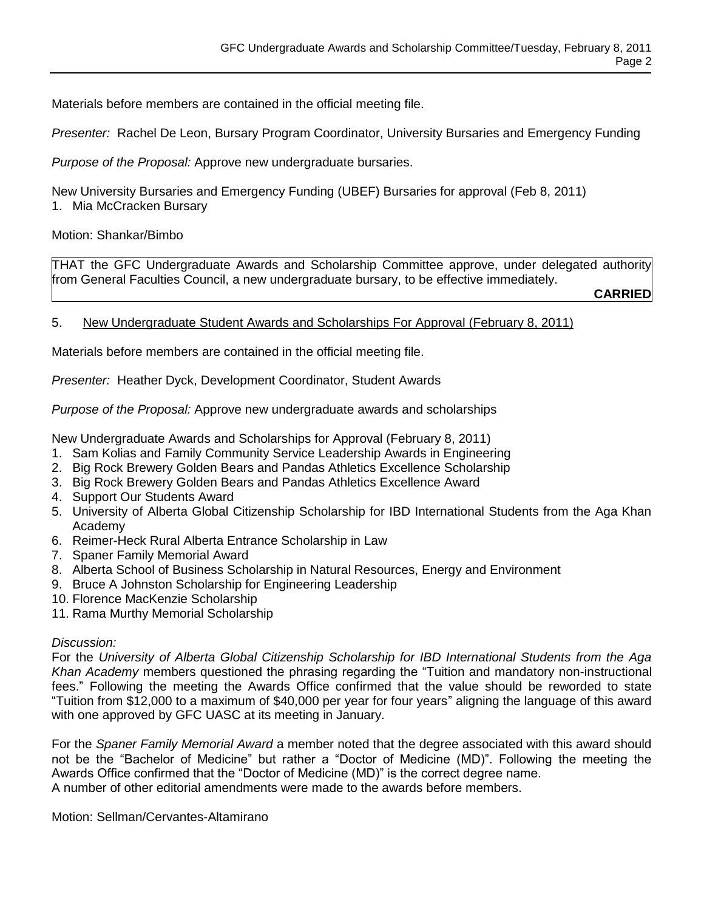Materials before members are contained in the official meeting file.

*Presenter:* Rachel De Leon, Bursary Program Coordinator, University Bursaries and Emergency Funding

*Purpose of the Proposal:* Approve new undergraduate bursaries.

New University Bursaries and Emergency Funding (UBEF) Bursaries for approval (Feb 8, 2011)

1. Mia McCracken Bursary

Motion: Shankar/Bimbo

THAT the GFC Undergraduate Awards and Scholarship Committee approve, under delegated authority from General Faculties Council, a new undergraduate bursary, to be effective immediately.

**CARRIED**

5. New Undergraduate Student Awards and Scholarships For Approval (February 8, 2011)

Materials before members are contained in the official meeting file.

*Presenter:* Heather Dyck, Development Coordinator, Student Awards

*Purpose of the Proposal:* Approve new undergraduate awards and scholarships

New Undergraduate Awards and Scholarships for Approval (February 8, 2011)

1. Sam Kolias and Family Community Service Leadership Awards in Engineering
2. Big Rock Brewery Golden Bears and Pandas Athletics Excellence Scholarship
3. Big Rock Brewery Golden Bears and Pandas Athletics Excellence Award
4. Support Our Students Award
5. University of Alberta Global Citizenship Scholarship for IBD International Students from the Aga Khan Academy
6. Reimer-Heck Rural Alberta Entrance Scholarship in Law
7. Spaner Family Memorial Award
8. Alberta School of Business Scholarship in Natural Resources, Energy and Environment
9. Bruce A Johnston Scholarship for Engineering Leadership
10. Florence MacKenzie Scholarship
11. Rama Murthy Memorial Scholarship

*Discussion:*

For the *University of Alberta Global Citizenship Scholarship for IBD International Students from the Aga Khan Academy* members questioned the phrasing regarding the "Tuition and mandatory non-instructional fees." Following the meeting the Awards Office confirmed that the value should be reworded to state "Tuition from $12,000 to a maximum of $40,000 per year for four years" aligning the language of this award with one approved by GFC UASC at its meeting in January.

For the *Spaner Family Memorial Award* a member noted that the degree associated with this award should not be the "Bachelor of Medicine" but rather a "Doctor of Medicine (MD)". Following the meeting the Awards Office confirmed that the "Doctor of Medicine (MD)" is the correct degree name.
A number of other editorial amendments were made to the awards before members.

Motion: Sellman/Cervantes-Altamirano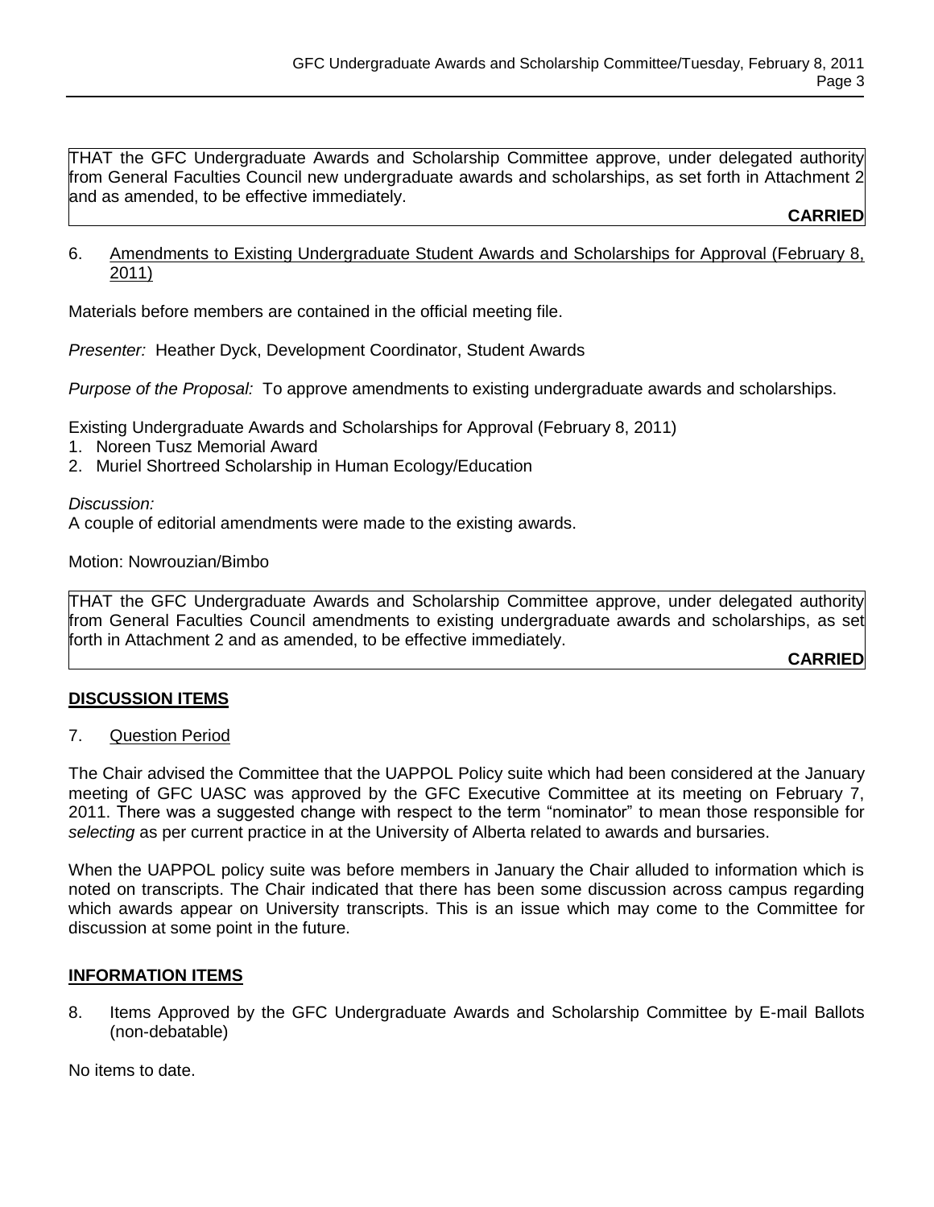THAT the GFC Undergraduate Awards and Scholarship Committee approve, under delegated authority from General Faculties Council new undergraduate awards and scholarships, as set forth in Attachment 2 and as amended, to be effective immediately.

**CARRIED**

6. Amendments to Existing Undergraduate Student Awards and Scholarships for Approval (February 8, 2011)

Materials before members are contained in the official meeting file.

*Presenter:* Heather Dyck, Development Coordinator, Student Awards

*Purpose of the Proposal:* To approve amendments to existing undergraduate awards and scholarships.

Existing Undergraduate Awards and Scholarships for Approval (February 8, 2011)

1. Noreen Tusz Memorial Award
2. Muriel Shortreed Scholarship in Human Ecology/Education

*Discussion:*
A couple of editorial amendments were made to the existing awards.

Motion: Nowrouzian/Bimbo

THAT the GFC Undergraduate Awards and Scholarship Committee approve, under delegated authority from General Faculties Council amendments to existing undergraduate awards and scholarships, as set forth in Attachment 2 and as amended, to be effective immediately.

**CARRIED**

## DISCUSSION ITEMS

7. Question Period

The Chair advised the Committee that the UAPPOL Policy suite which had been considered at the January meeting of GFC UASC was approved by the GFC Executive Committee at its meeting on February 7, 2011. There was a suggested change with respect to the term "nominator" to mean those responsible for *selecting* as per current practice in at the University of Alberta related to awards and bursaries.

When the UAPPOL policy suite was before members in January the Chair alluded to information which is noted on transcripts. The Chair indicated that there has been some discussion across campus regarding which awards appear on University transcripts. This is an issue which may come to the Committee for discussion at some point in the future.

## INFORMATION ITEMS

8. Items Approved by the GFC Undergraduate Awards and Scholarship Committee by E-mail Ballots (non-debatable)

No items to date.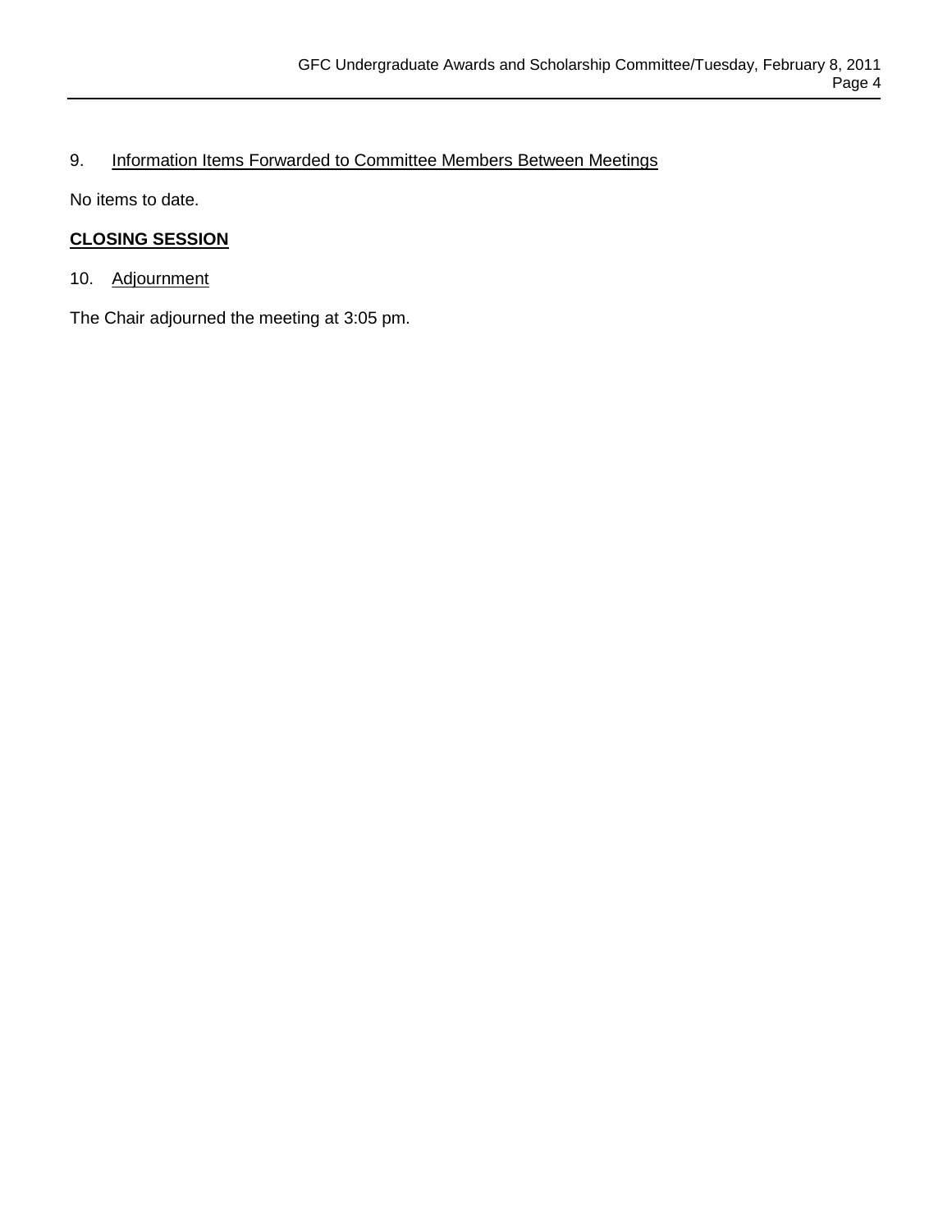9. Information Items Forwarded to Committee Members Between Meetings

No items to date.

**CLOSING SESSION**

10. Adjournment

The Chair adjourned the meeting at 3:05 pm.